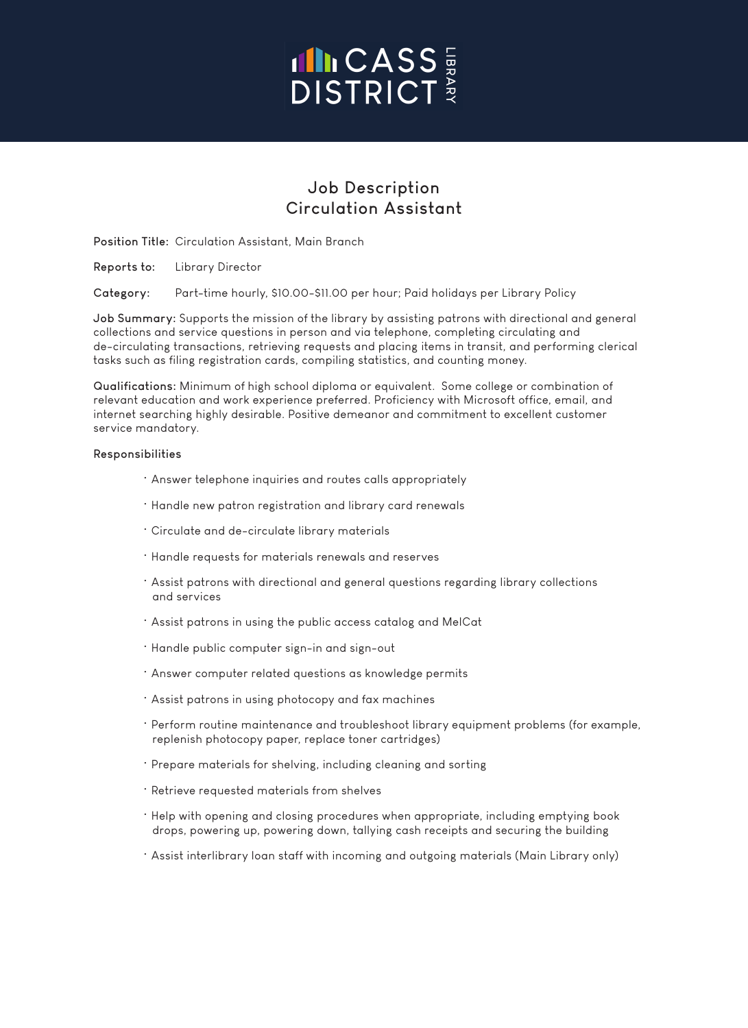CASS DISTRICT LIBRARY

# Job Description
# Circulation Assistant

**Position Title:** Circulation Assistant, Main Branch

**Reports to:** Library Director

**Category:** Part-time hourly, $10.00-$11.00 per hour; Paid holidays per Library Policy

**Job Summary:** Supports the mission of the library by assisting patrons with directional and general collections and service questions in person and via telephone, completing circulating and de-circulating transactions, retrieving requests and placing items in transit, and performing clerical tasks such as filing registration cards, compiling statistics, and counting money.

**Qualifications:** Minimum of high school diploma or equivalent. Some college or combination of relevant education and work experience preferred. Proficiency with Microsoft office, email, and internet searching highly desirable. Positive demeanor and commitment to excellent customer service mandatory.

**Responsibilities**

- Answer telephone inquiries and routes calls appropriately
- Handle new patron registration and library card renewals
- Circulate and de-circulate library materials
- Handle requests for materials renewals and reserves
- Assist patrons with directional and general questions regarding library collections and services
- Assist patrons in using the public access catalog and MelCat
- Handle public computer sign-in and sign-out
- Answer computer related questions as knowledge permits
- Assist patrons in using photocopy and fax machines
- Perform routine maintenance and troubleshoot library equipment problems (for example, replenish photocopy paper, replace toner cartridges)
- Prepare materials for shelving, including cleaning and sorting
- Retrieve requested materials from shelves
- Help with opening and closing procedures when appropriate, including emptying book drops, powering up, powering down, tallying cash receipts and securing the building
- Assist interlibrary loan staff with incoming and outgoing materials (Main Library only)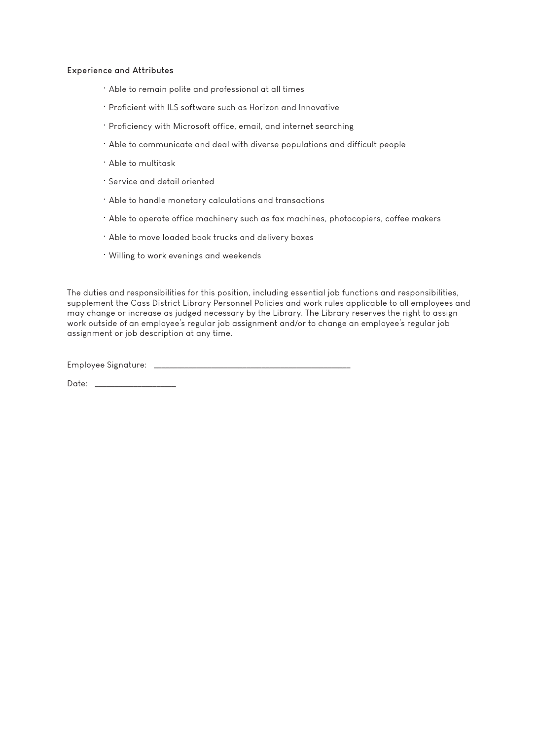### Experience and Attributes

- Able to remain polite and professional at all times
- Proficient with ILS software such as Horizon and Innovative
- Proficiency with Microsoft office, email, and internet searching
- Able to communicate and deal with diverse populations and difficult people
- Able to multitask
- Service and detail oriented
- Able to handle monetary calculations and transactions
- Able to operate office machinery such as fax machines, photocopiers, coffee makers
- Able to move loaded book trucks and delivery boxes
- Willing to work evenings and weekends

The duties and responsibilities for this position, including essential job functions and responsibilities, supplement the Cass District Library Personnel Policies and work rules applicable to all employees and may change or increase as judged necessary by the Library. The Library reserves the right to assign work outside of an employee's regular job assignment and/or to change an employee's regular job assignment or job description at any time.

Employee Signature: ______________________________________________

Date: ___________________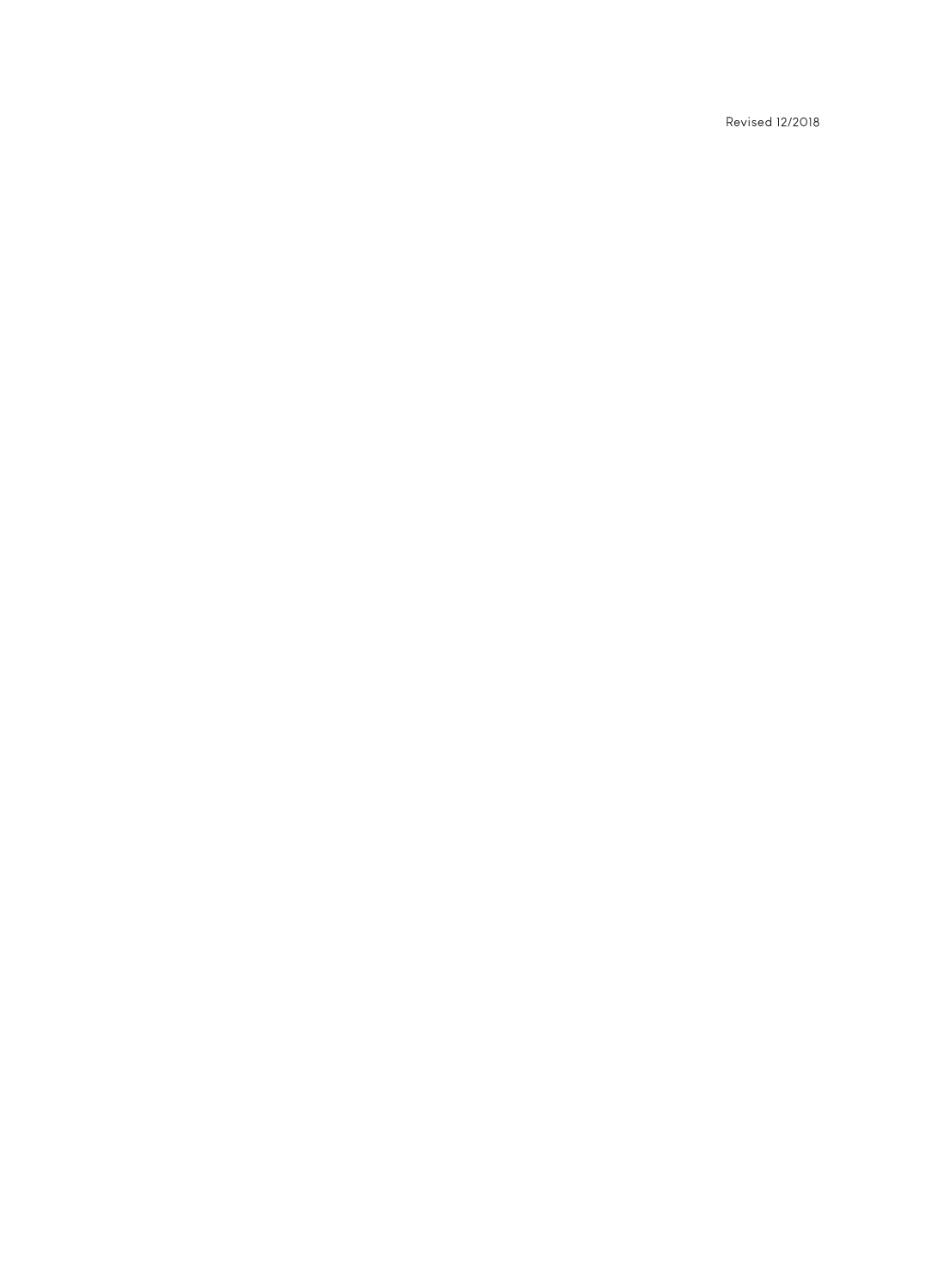Revised 12/2018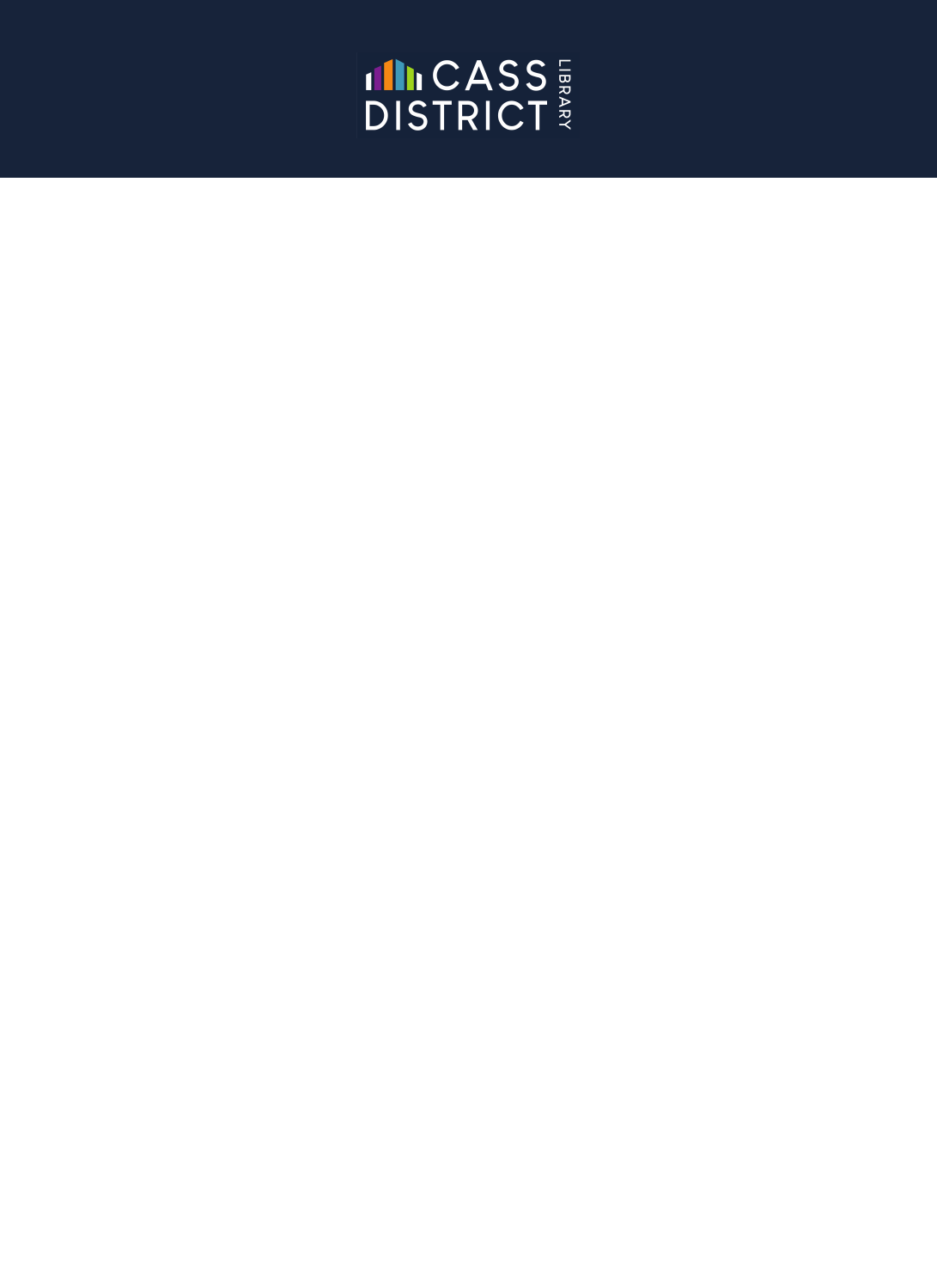CASS DISTRICT LIBRARY